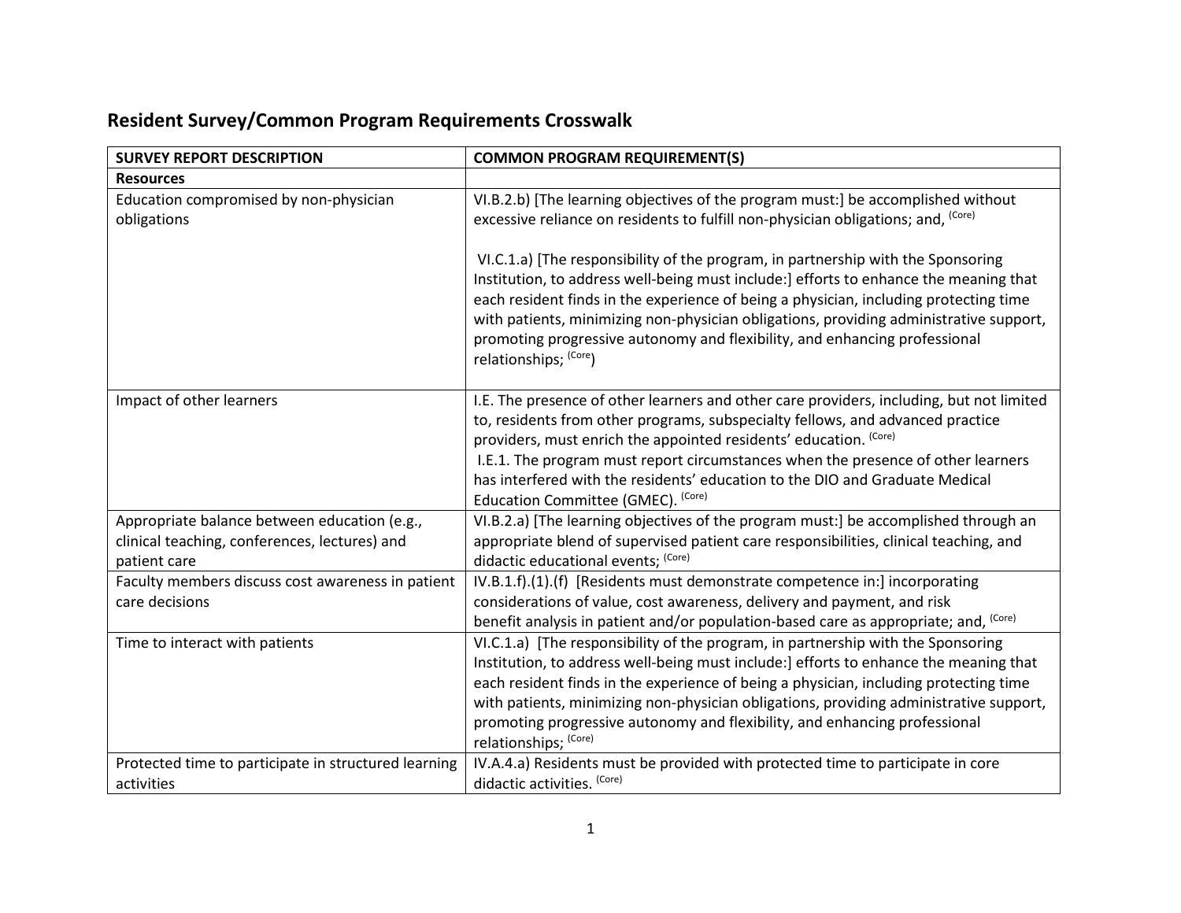## Resident Survey/Common Program Requirements Crosswalk

| SURVEY REPORT DESCRIPTION | COMMON PROGRAM REQUIREMENT(S) |
|---|---|
| **Resources** | |
| Education compromised by non-physician obligations | VI.B.2.b) [The learning objectives of the program must:] be accomplished without excessive reliance on residents to fulfill non-physician obligations; and, (Core)<br><br>VI.C.1.a) [The responsibility of the program, in partnership with the Sponsoring Institution, to address well-being must include:] efforts to enhance the meaning that each resident finds in the experience of being a physician, including protecting time with patients, minimizing non-physician obligations, providing administrative support, promoting progressive autonomy and flexibility, and enhancing professional relationships; (Core) |
| Impact of other learners | I.E. The presence of other learners and other care providers, including, but not limited to, residents from other programs, subspecialty fellows, and advanced practice providers, must enrich the appointed residents' education. (Core)<br>I.E.1. The program must report circumstances when the presence of other learners has interfered with the residents' education to the DIO and Graduate Medical Education Committee (GMEC). (Core) |
| Appropriate balance between education (e.g., clinical teaching, conferences, lectures) and patient care | VI.B.2.a) [The learning objectives of the program must:] be accomplished through an appropriate blend of supervised patient care responsibilities, clinical teaching, and didactic educational events; (Core) |
| Faculty members discuss cost awareness in patient care decisions | IV.B.1.f).(1).(f) [Residents must demonstrate competence in:] incorporating considerations of value, cost awareness, delivery and payment, and risk benefit analysis in patient and/or population-based care as appropriate; and, (Core) |
| Time to interact with patients | VI.C.1.a) [The responsibility of the program, in partnership with the Sponsoring Institution, to address well-being must include:] efforts to enhance the meaning that each resident finds in the experience of being a physician, including protecting time with patients, minimizing non-physician obligations, providing administrative support, promoting progressive autonomy and flexibility, and enhancing professional relationships; (Core) |
| Protected time to participate in structured learning activities | IV.A.4.a) Residents must be provided with protected time to participate in core didactic activities. (Core) |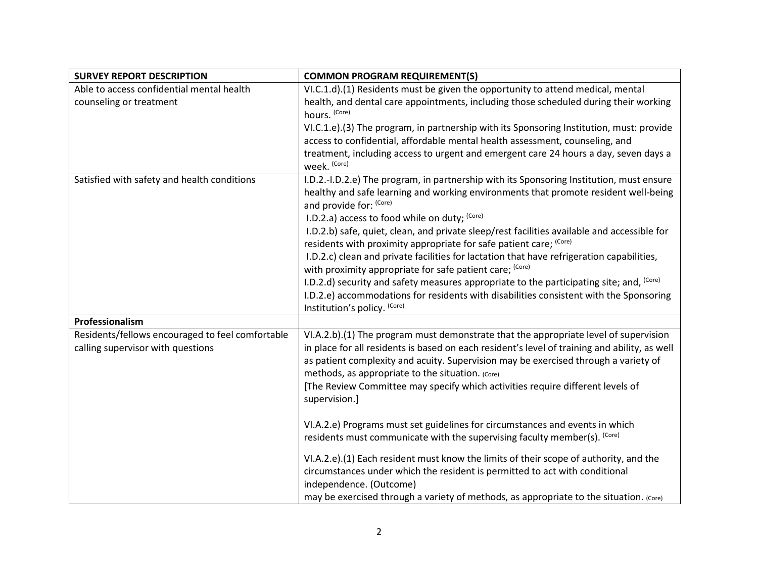| SURVEY REPORT DESCRIPTION | COMMON PROGRAM REQUIREMENT(S) |
|---|---|
| Able to access confidential mental health counseling or treatment | VI.C.1.d).(1) Residents must be given the opportunity to attend medical, mental health, and dental care appointments, including those scheduled during their working hours. (Core)<br>VI.C.1.e).(3) The program, in partnership with its Sponsoring Institution, must: provide access to confidential, affordable mental health assessment, counseling, and treatment, including access to urgent and emergent care 24 hours a day, seven days a week. (Core) |
| Satisfied with safety and health conditions | I.D.2.-I.D.2.e) The program, in partnership with its Sponsoring Institution, must ensure healthy and safe learning and working environments that promote resident well-being and provide for: (Core)<br>I.D.2.a) access to food while on duty; (Core)<br>I.D.2.b) safe, quiet, clean, and private sleep/rest facilities available and accessible for residents with proximity appropriate for safe patient care; (Core)<br>I.D.2.c) clean and private facilities for lactation that have refrigeration capabilities, with proximity appropriate for safe patient care; (Core)<br>I.D.2.d) security and safety measures appropriate to the participating site; and, (Core)<br>I.D.2.e) accommodations for residents with disabilities consistent with the Sponsoring Institution's policy. (Core) |
| **Professionalism** | |
| Residents/fellows encouraged to feel comfortable calling supervisor with questions | VI.A.2.b).(1) The program must demonstrate that the appropriate level of supervision in place for all residents is based on each resident's level of training and ability, as well as patient complexity and acuity. Supervision may be exercised through a variety of methods, as appropriate to the situation. (Core)<br>[The Review Committee may specify which activities require different levels of supervision.]<br><br>VI.A.2.e) Programs must set guidelines for circumstances and events in which residents must communicate with the supervising faculty member(s). (Core)<br><br>VI.A.2.e).(1) Each resident must know the limits of their scope of authority, and the circumstances under which the resident is permitted to act with conditional independence. (Outcome)<br>may be exercised through a variety of methods, as appropriate to the situation. (Core) |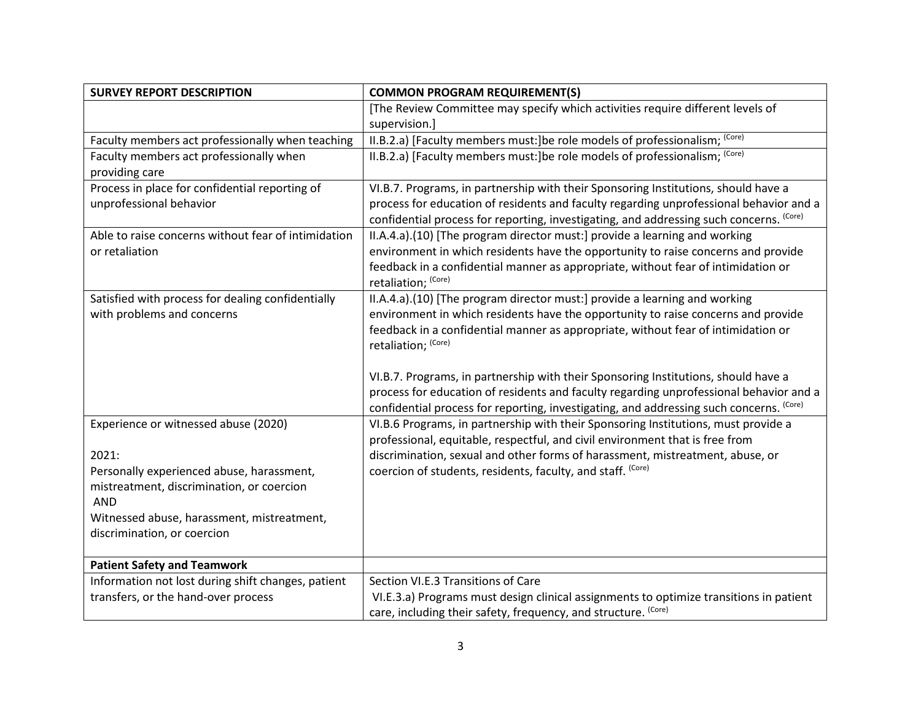| SURVEY REPORT DESCRIPTION | COMMON PROGRAM REQUIREMENT(S) |
|---|---|
| | [The Review Committee may specify which activities require different levels of supervision.] |
| Faculty members act professionally when teaching | II.B.2.a) [Faculty members must:]be role models of professionalism; (Core) |
| Faculty members act professionally when providing care | II.B.2.a) [Faculty members must:]be role models of professionalism; (Core) |
| Process in place for confidential reporting of unprofessional behavior | VI.B.7. Programs, in partnership with their Sponsoring Institutions, should have a process for education of residents and faculty regarding unprofessional behavior and a confidential process for reporting, investigating, and addressing such concerns. (Core) |
| Able to raise concerns without fear of intimidation or retaliation | II.A.4.a).(10) [The program director must:] provide a learning and working environment in which residents have the opportunity to raise concerns and provide feedback in a confidential manner as appropriate, without fear of intimidation or retaliation; (Core) |
| Satisfied with process for dealing confidentially with problems and concerns | II.A.4.a).(10) [The program director must:] provide a learning and working environment in which residents have the opportunity to raise concerns and provide feedback in a confidential manner as appropriate, without fear of intimidation or retaliation; (Core)<br><br>VI.B.7. Programs, in partnership with their Sponsoring Institutions, should have a process for education of residents and faculty regarding unprofessional behavior and a confidential process for reporting, investigating, and addressing such concerns. (Core) |
| Experience or witnessed abuse (2020)<br><br>2021:<br>Personally experienced abuse, harassment, mistreatment, discrimination, or coercion<br>AND<br>Witnessed abuse, harassment, mistreatment, discrimination, or coercion | VI.B.6 Programs, in partnership with their Sponsoring Institutions, must provide a professional, equitable, respectful, and civil environment that is free from discrimination, sexual and other forms of harassment, mistreatment, abuse, or coercion of students, residents, faculty, and staff. (Core) |
| **Patient Safety and Teamwork** | |
| Information not lost during shift changes, patient transfers, or the hand-over process | Section VI.E.3 Transitions of Care<br>VI.E.3.a) Programs must design clinical assignments to optimize transitions in patient care, including their safety, frequency, and structure. (Core) |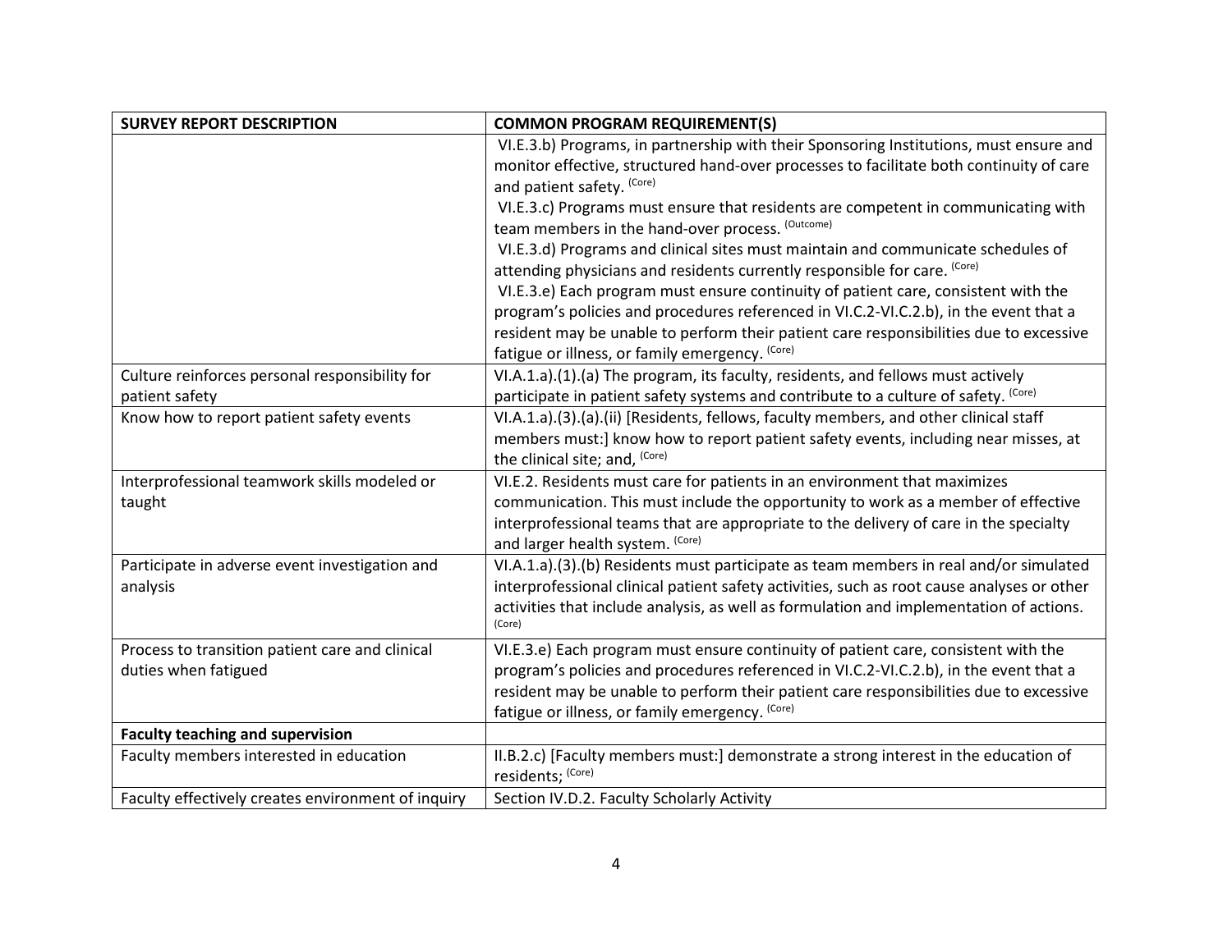| SURVEY REPORT DESCRIPTION | COMMON PROGRAM REQUIREMENT(S) |
|---|---|
| | VI.E.3.b) Programs, in partnership with their Sponsoring Institutions, must ensure and monitor effective, structured hand-over processes to facilitate both continuity of care and patient safety. (Core)<br>VI.E.3.c) Programs must ensure that residents are competent in communicating with team members in the hand-over process. (Outcome)<br>VI.E.3.d) Programs and clinical sites must maintain and communicate schedules of attending physicians and residents currently responsible for care. (Core)<br>VI.E.3.e) Each program must ensure continuity of patient care, consistent with the program's policies and procedures referenced in VI.C.2-VI.C.2.b), in the event that a resident may be unable to perform their patient care responsibilities due to excessive fatigue or illness, or family emergency. (Core) |
| Culture reinforces personal responsibility for patient safety | VI.A.1.a).(1).(a) The program, its faculty, residents, and fellows must actively participate in patient safety systems and contribute to a culture of safety. (Core) |
| Know how to report patient safety events | VI.A.1.a).(3).(a).(ii) [Residents, fellows, faculty members, and other clinical staff members must:] know how to report patient safety events, including near misses, at the clinical site; and, (Core) |
| Interprofessional teamwork skills modeled or taught | VI.E.2. Residents must care for patients in an environment that maximizes communication. This must include the opportunity to work as a member of effective interprofessional teams that are appropriate to the delivery of care in the specialty and larger health system. (Core) |
| Participate in adverse event investigation and analysis | VI.A.1.a).(3).(b) Residents must participate as team members in real and/or simulated interprofessional clinical patient safety activities, such as root cause analyses or other activities that include analysis, as well as formulation and implementation of actions. (Core) |
| Process to transition patient care and clinical duties when fatigued | VI.E.3.e) Each program must ensure continuity of patient care, consistent with the program's policies and procedures referenced in VI.C.2-VI.C.2.b), in the event that a resident may be unable to perform their patient care responsibilities due to excessive fatigue or illness, or family emergency. (Core) |
| **Faculty teaching and supervision** | |
| Faculty members interested in education | II.B.2.c) [Faculty members must:] demonstrate a strong interest in the education of residents; (Core) |
| Faculty effectively creates environment of inquiry | Section IV.D.2. Faculty Scholarly Activity |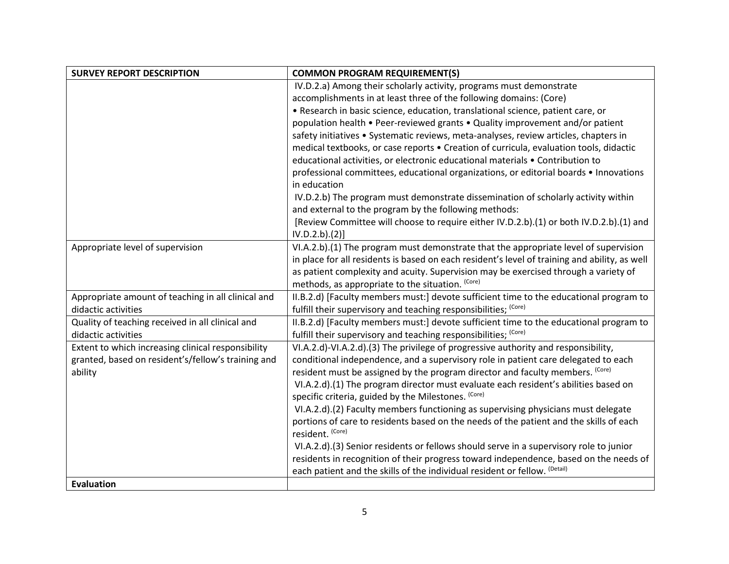| SURVEY REPORT DESCRIPTION | COMMON PROGRAM REQUIREMENT(S) |
|---|---|
| | IV.D.2.a) Among their scholarly activity, programs must demonstrate accomplishments in at least three of the following domains: (Core) • Research in basic science, education, translational science, patient care, or population health • Peer-reviewed grants • Quality improvement and/or patient safety initiatives • Systematic reviews, meta-analyses, review articles, chapters in medical textbooks, or case reports • Creation of curricula, evaluation tools, didactic educational activities, or electronic educational materials • Contribution to professional committees, educational organizations, or editorial boards • Innovations in education<br>IV.D.2.b) The program must demonstrate dissemination of scholarly activity within and external to the program by the following methods:<br>[Review Committee will choose to require either IV.D.2.b).(1) or both IV.D.2.b).(1) and IV.D.2.b).(2)] |
| Appropriate level of supervision | VI.A.2.b).(1) The program must demonstrate that the appropriate level of supervision in place for all residents is based on each resident's level of training and ability, as well as patient complexity and acuity. Supervision may be exercised through a variety of methods, as appropriate to the situation. (Core) |
| Appropriate amount of teaching in all clinical and didactic activities | II.B.2.d) [Faculty members must:] devote sufficient time to the educational program to fulfill their supervisory and teaching responsibilities; (Core) |
| Quality of teaching received in all clinical and didactic activities | II.B.2.d) [Faculty members must:] devote sufficient time to the educational program to fulfill their supervisory and teaching responsibilities; (Core) |
| Extent to which increasing clinical responsibility granted, based on resident's/fellow's training and ability | VI.A.2.d)-VI.A.2.d).(3) The privilege of progressive authority and responsibility, conditional independence, and a supervisory role in patient care delegated to each resident must be assigned by the program director and faculty members. (Core)<br>VI.A.2.d).(1) The program director must evaluate each resident's abilities based on specific criteria, guided by the Milestones. (Core)<br>VI.A.2.d).(2) Faculty members functioning as supervising physicians must delegate portions of care to residents based on the needs of the patient and the skills of each resident. (Core)<br>VI.A.2.d).(3) Senior residents or fellows should serve in a supervisory role to junior residents in recognition of their progress toward independence, based on the needs of each patient and the skills of the individual resident or fellow. (Detail) |
| **Evaluation** | |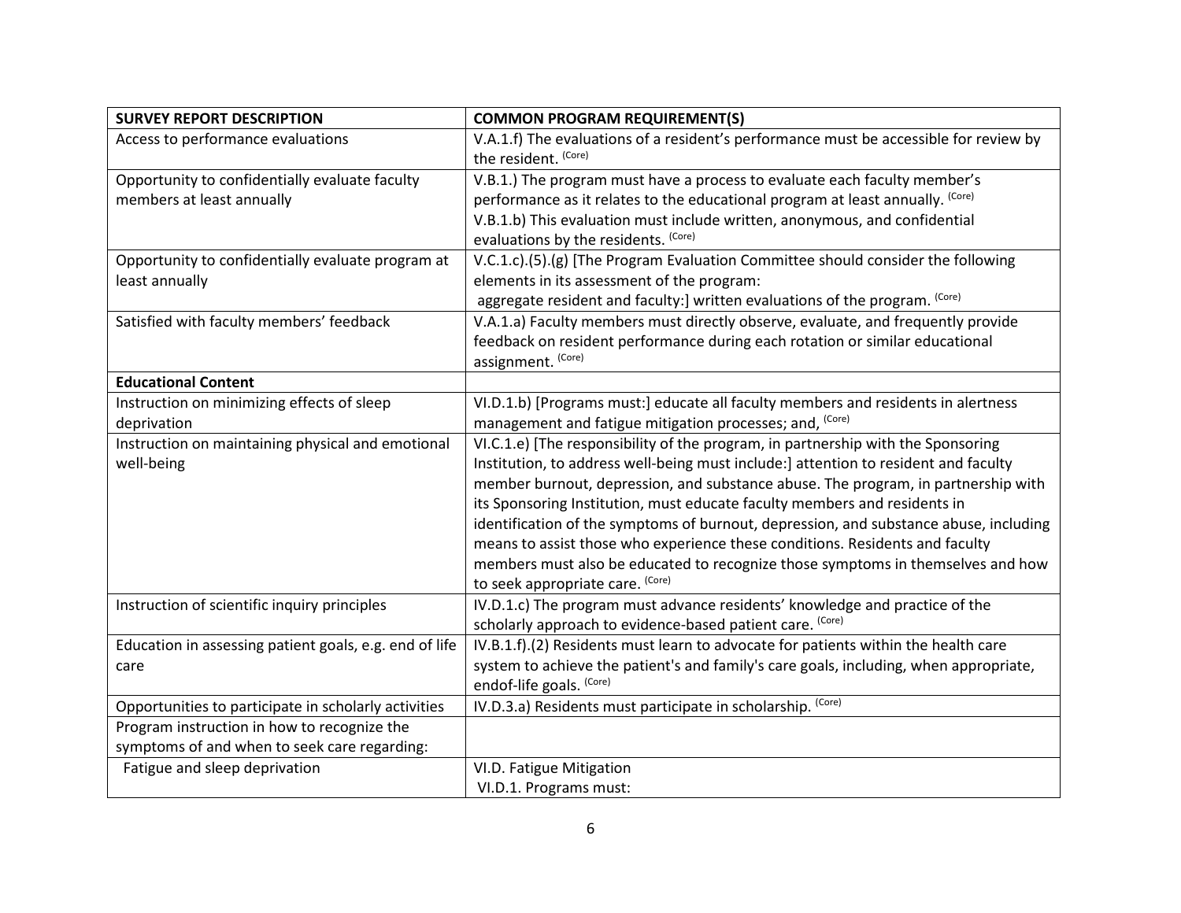| SURVEY REPORT DESCRIPTION | COMMON PROGRAM REQUIREMENT(S) |
|---|---|
| Access to performance evaluations | V.A.1.f) The evaluations of a resident's performance must be accessible for review by the resident. (Core) |
| Opportunity to confidentially evaluate faculty members at least annually | V.B.1.) The program must have a process to evaluate each faculty member's performance as it relates to the educational program at least annually. (Core)<br>V.B.1.b) This evaluation must include written, anonymous, and confidential evaluations by the residents. (Core) |
| Opportunity to confidentially evaluate program at least annually | V.C.1.c).(5).(g) [The Program Evaluation Committee should consider the following elements in its assessment of the program:<br>aggregate resident and faculty:] written evaluations of the program. (Core) |
| Satisfied with faculty members' feedback | V.A.1.a) Faculty members must directly observe, evaluate, and frequently provide feedback on resident performance during each rotation or similar educational assignment. (Core) |
| **Educational Content** | |
| Instruction on minimizing effects of sleep deprivation | VI.D.1.b) [Programs must:] educate all faculty members and residents in alertness management and fatigue mitigation processes; and, (Core) |
| Instruction on maintaining physical and emotional well-being | VI.C.1.e) [The responsibility of the program, in partnership with the Sponsoring Institution, to address well-being must include:] attention to resident and faculty member burnout, depression, and substance abuse. The program, in partnership with its Sponsoring Institution, must educate faculty members and residents in identification of the symptoms of burnout, depression, and substance abuse, including means to assist those who experience these conditions. Residents and faculty members must also be educated to recognize those symptoms in themselves and how to seek appropriate care. (Core) |
| Instruction of scientific inquiry principles | IV.D.1.c) The program must advance residents' knowledge and practice of the scholarly approach to evidence-based patient care. (Core) |
| Education in assessing patient goals, e.g. end of life care | IV.B.1.f).(2) Residents must learn to advocate for patients within the health care system to achieve the patient's and family's care goals, including, when appropriate, endof-life goals. (Core) |
| Opportunities to participate in scholarly activities | IV.D.3.a) Residents must participate in scholarship. (Core) |
| Program instruction in how to recognize the symptoms of and when to seek care regarding: | |
| Fatigue and sleep deprivation | VI.D. Fatigue Mitigation<br>VI.D.1. Programs must: |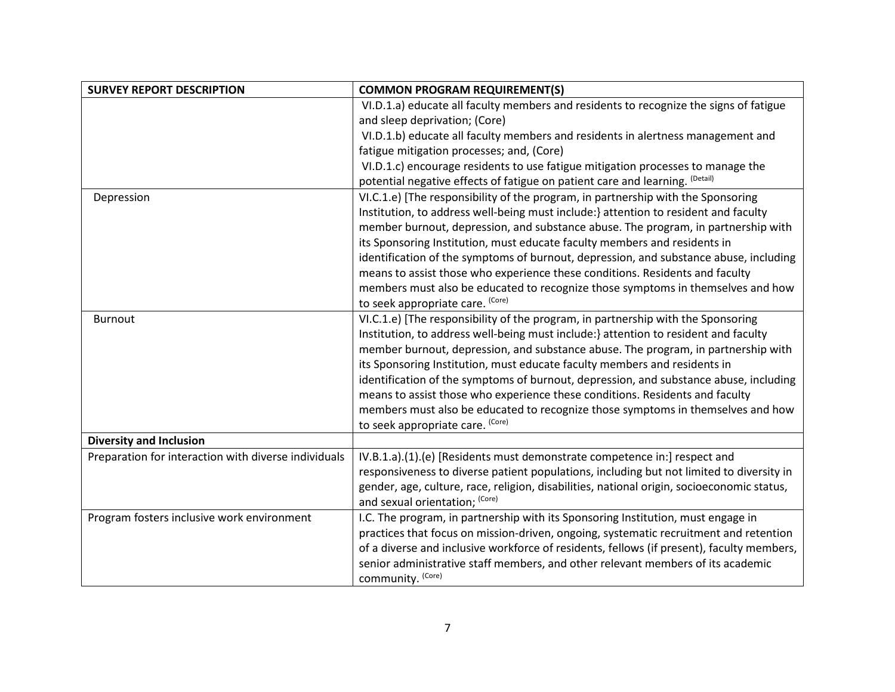| SURVEY REPORT DESCRIPTION | COMMON PROGRAM REQUIREMENT(S) |
|---|---|
| | VI.D.1.a) educate all faculty members and residents to recognize the signs of fatigue and sleep deprivation; (Core)<br>VI.D.1.b) educate all faculty members and residents in alertness management and fatigue mitigation processes; and, (Core)<br>VI.D.1.c) encourage residents to use fatigue mitigation processes to manage the potential negative effects of fatigue on patient care and learning. (Detail) |
| Depression | VI.C.1.e) [The responsibility of the program, in partnership with the Sponsoring Institution, to address well-being must include:} attention to resident and faculty member burnout, depression, and substance abuse. The program, in partnership with its Sponsoring Institution, must educate faculty members and residents in identification of the symptoms of burnout, depression, and substance abuse, including means to assist those who experience these conditions. Residents and faculty members must also be educated to recognize those symptoms in themselves and how to seek appropriate care. (Core) |
| Burnout | VI.C.1.e) [The responsibility of the program, in partnership with the Sponsoring Institution, to address well-being must include:} attention to resident and faculty member burnout, depression, and substance abuse. The program, in partnership with its Sponsoring Institution, must educate faculty members and residents in identification of the symptoms of burnout, depression, and substance abuse, including means to assist those who experience these conditions. Residents and faculty members must also be educated to recognize those symptoms in themselves and how to seek appropriate care. (Core) |
| **Diversity and Inclusion** | |
| Preparation for interaction with diverse individuals | IV.B.1.a).(1).(e) [Residents must demonstrate competence in:] respect and responsiveness to diverse patient populations, including but not limited to diversity in gender, age, culture, race, religion, disabilities, national origin, socioeconomic status, and sexual orientation; (Core) |
| Program fosters inclusive work environment | I.C. The program, in partnership with its Sponsoring Institution, must engage in practices that focus on mission-driven, ongoing, systematic recruitment and retention of a diverse and inclusive workforce of residents, fellows (if present), faculty members, senior administrative staff members, and other relevant members of its academic community. (Core) |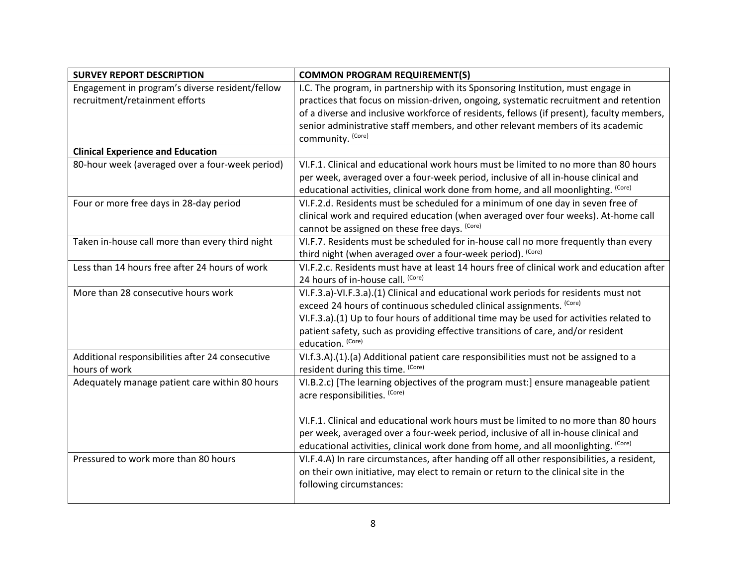| SURVEY REPORT DESCRIPTION | COMMON PROGRAM REQUIREMENT(S) |
|---|---|
| Engagement in program's diverse resident/fellow recruitment/retainment efforts | I.C. The program, in partnership with its Sponsoring Institution, must engage in practices that focus on mission-driven, ongoing, systematic recruitment and retention of a diverse and inclusive workforce of residents, fellows (if present), faculty members, senior administrative staff members, and other relevant members of its academic community. (Core) |
| **Clinical Experience and Education** | |
| 80-hour week (averaged over a four-week period) | VI.F.1. Clinical and educational work hours must be limited to no more than 80 hours per week, averaged over a four-week period, inclusive of all in-house clinical and educational activities, clinical work done from home, and all moonlighting. (Core) |
| Four or more free days in 28-day period | VI.F.2.d. Residents must be scheduled for a minimum of one day in seven free of clinical work and required education (when averaged over four weeks). At-home call cannot be assigned on these free days. (Core) |
| Taken in-house call more than every third night | VI.F.7. Residents must be scheduled for in-house call no more frequently than every third night (when averaged over a four-week period). (Core) |
| Less than 14 hours free after 24 hours of work | VI.F.2.c. Residents must have at least 14 hours free of clinical work and education after 24 hours of in-house call. (Core) |
| More than 28 consecutive hours work | VI.F.3.a)-VI.F.3.a).(1) Clinical and educational work periods for residents must not exceed 24 hours of continuous scheduled clinical assignments. (Core)<br>VI.F.3.a).(1) Up to four hours of additional time may be used for activities related to patient safety, such as providing effective transitions of care, and/or resident education. (Core) |
| Additional responsibilities after 24 consecutive hours of work | VI.f.3.A).(1).(a) Additional patient care responsibilities must not be assigned to a resident during this time. (Core) |
| Adequately manage patient care within 80 hours | VI.B.2.c) [The learning objectives of the program must:] ensure manageable patient acre responsibilities. (Core)<br><br>VI.F.1. Clinical and educational work hours must be limited to no more than 80 hours per week, averaged over a four-week period, inclusive of all in-house clinical and educational activities, clinical work done from home, and all moonlighting. (Core) |
| Pressured to work more than 80 hours | VI.F.4.A) In rare circumstances, after handing off all other responsibilities, a resident, on their own initiative, may elect to remain or return to the clinical site in the following circumstances: |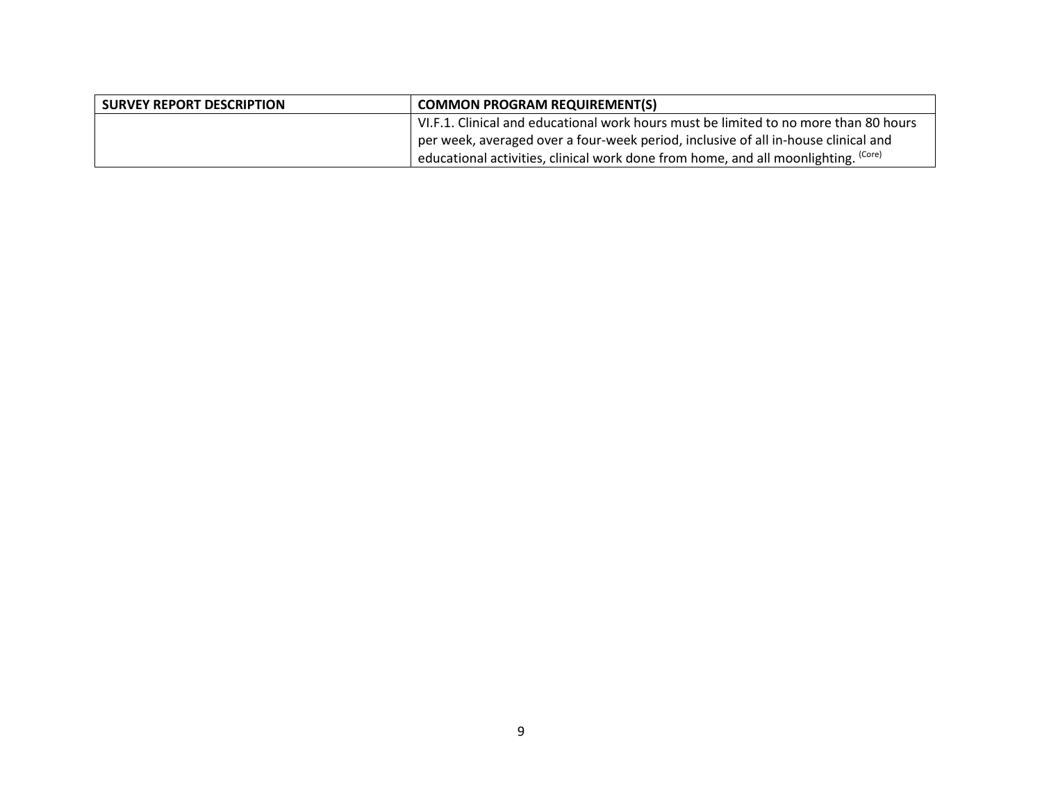| SURVEY REPORT DESCRIPTION | COMMON PROGRAM REQUIREMENT(S) |
|---|---|
| | VI.F.1. Clinical and educational work hours must be limited to no more than 80 hours per week, averaged over a four-week period, inclusive of all in-house clinical and educational activities, clinical work done from home, and all moonlighting. (Core) |